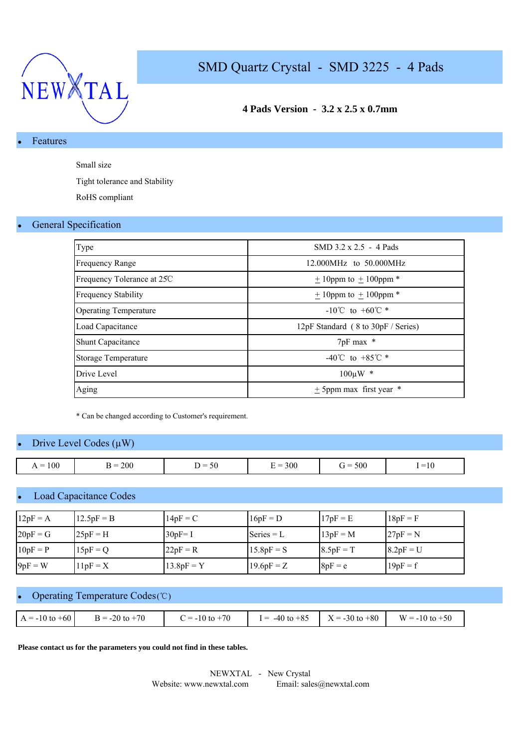NEWXTAL

# SMD Quartz Crystal - SMD 3225 - 4 Pads

**4 Pads Version - 3.2 x 2.5 x 0.7mm**

## Features

Small size

Tight tolerance and Stability

RoHS compliant

## General Specification

| | |
|---|---|
| Type | SMD 3.2 x 2.5 - 4 Pads |
| Frequency Range | 12.000MHz to 50.000MHz |
| Frequency Tolerance at 25℃ | ± 10ppm to ± 100ppm * |
| Frequency Stability | ± 10ppm to ± 100ppm * |
| Operating Temperature | -10℃ to +60℃ * |
| Load Capacitance | 12pF Standard ( 8 to 30pF / Series) |
| Shunt Capacitance | 7pF max * |
| Storage Temperature | -40℃ to +85℃ * |
| Drive Level | 100µW * |
| Aging | ± 5ppm max first year * |

* Can be changed according to Customer's requirement.

## Drive Level Codes (µW)

| | | | | | |
|---|---|---|---|---|---|
| A = 100 | B = 200 | D = 50 | E = 300 | G = 500 | I =10 |

## Load Capacitance Codes

| | | | | | |
|---|---|---|---|---|---|
| 12pF = A | 12.5pF = B | 14pF = C | 16pF = D | 17pF = E | 18pF = F |
| 20pF = G | 25pF = H | 30pF= I | Series = L | 13pF = M | 27pF = N |
| 10pF = P | 15pF = Q | 22pF = R | 15.8pF = S | 8.5pF = T | 8.2pF = U |
| 9pF = W | 11pF = X | 13.8pF = Y | 19.6pF = Z | 8pF = e | 19pF = f |

## Operating Temperature Codes(℃)

| | | | | | |
|---|---|---|---|---|---|
| A = -10 to +60 | B = -20 to +70 | C = -10 to +70 | I = -40 to +85 | X = -30 to +80 | W = -10 to +50 |

**Please contact us for the parameters you could not find in these tables.**

NEWXTAL - New Crystal

Website: www.newxtal.com Email: sales@newxtal.com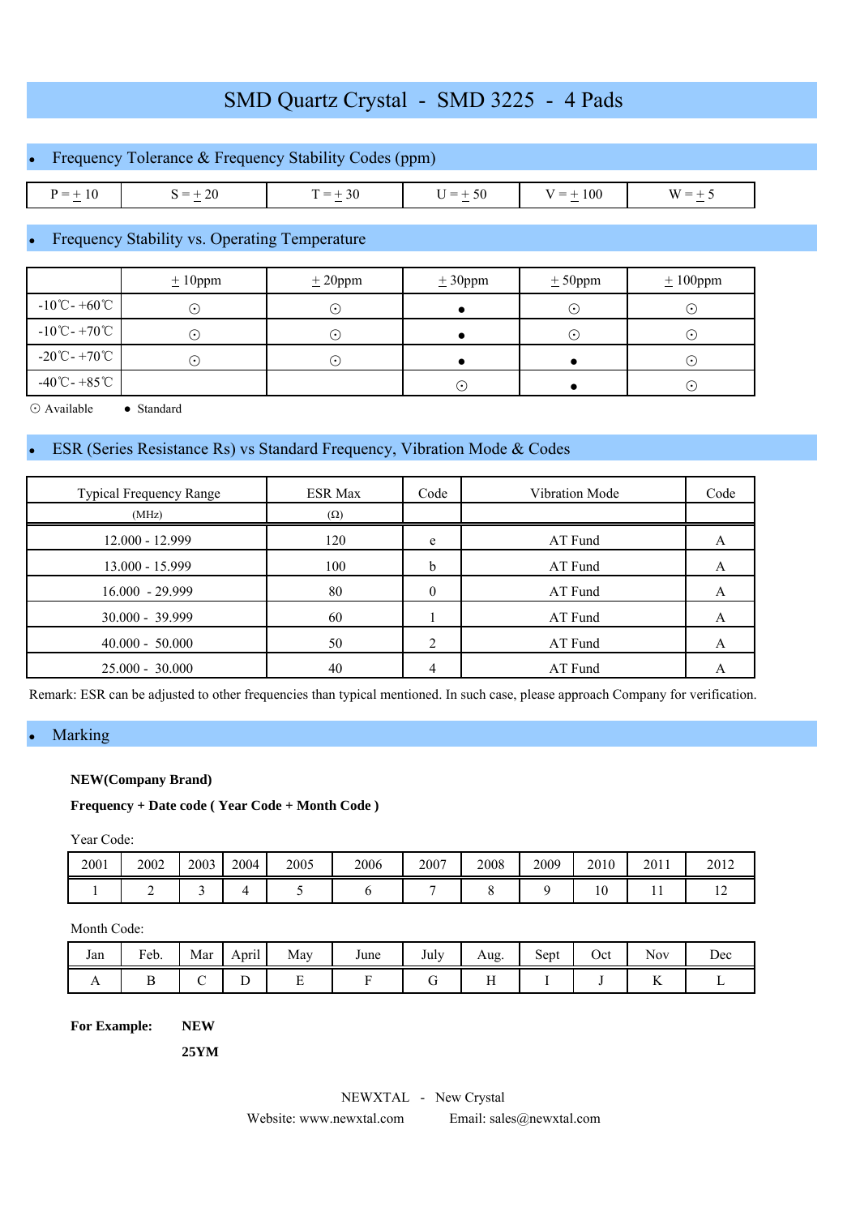# SMD Quartz Crystal - SMD 3225 - 4 Pads

## Frequency Tolerance & Frequency Stability Codes (ppm)

| P = ± 10 | S = ± 20 | T = ± 30 | U = ± 50 | V = ± 100 | W = ± 5 |
|---|---|---|---|---|---|

## Frequency Stability vs. Operating Temperature

| | ± 10ppm | ± 20ppm | ± 30ppm | ± 50ppm | ± 100ppm |
|---|---|---|---|---|---|
| -10℃- +60℃ | ⊙ | ⊙ | ● | ⊙ | ⊙ |
| -10℃- +70℃ | ⊙ | ⊙ | ● | ⊙ | ⊙ |
| -20℃- +70℃ | ⊙ | ⊙ | ● | ● | ⊙ |
| -40℃- +85℃ | | | ⊙ | ● | ⊙ |

⊙ Available ● Standard

## ESR (Series Resistance Rs) vs Standard Frequency, Vibration Mode & Codes

| Typical Frequency Range (MHz) | ESR Max (Ω) | Code | Vibration Mode | Code |
|---|---|---|---|---|
| 12.000 - 12.999 | 120 | e | AT Fund | A |
| 13.000 - 15.999 | 100 | b | AT Fund | A |
| 16.000 - 29.999 | 80 | 0 | AT Fund | A |
| 30.000 - 39.999 | 60 | 1 | AT Fund | A |
| 40.000 - 50.000 | 50 | 2 | AT Fund | A |
| 25.000 - 30.000 | 40 | 4 | AT Fund | A |

Remark: ESR can be adjusted to other frequencies than typical mentioned. In such case, please approach Company for verification.

## Marking

**NEW(Company Brand)**

**Frequency + Date code ( Year Code + Month Code )**

Year Code:

| 2001 | 2002 | 2003 | 2004 | 2005 | 2006 | 2007 | 2008 | 2009 | 2010 | 2011 | 2012 |
|---|---|---|---|---|---|---|---|---|---|---|---|
| 1 | 2 | 3 | 4 | 5 | 6 | 7 | 8 | 9 | 10 | 11 | 12 |

Month Code:

| Jan | Feb. | Mar | April | May | June | July | Aug. | Sept | Oct | Nov | Dec |
|---|---|---|---|---|---|---|---|---|---|---|---|
| A | B | C | D | E | F | G | H | I | J | K | L |

**For Example:** **NEW**

**25YM**

NEWXTAL - New Crystal

Website: www.newxtal.com Email: sales@newxtal.com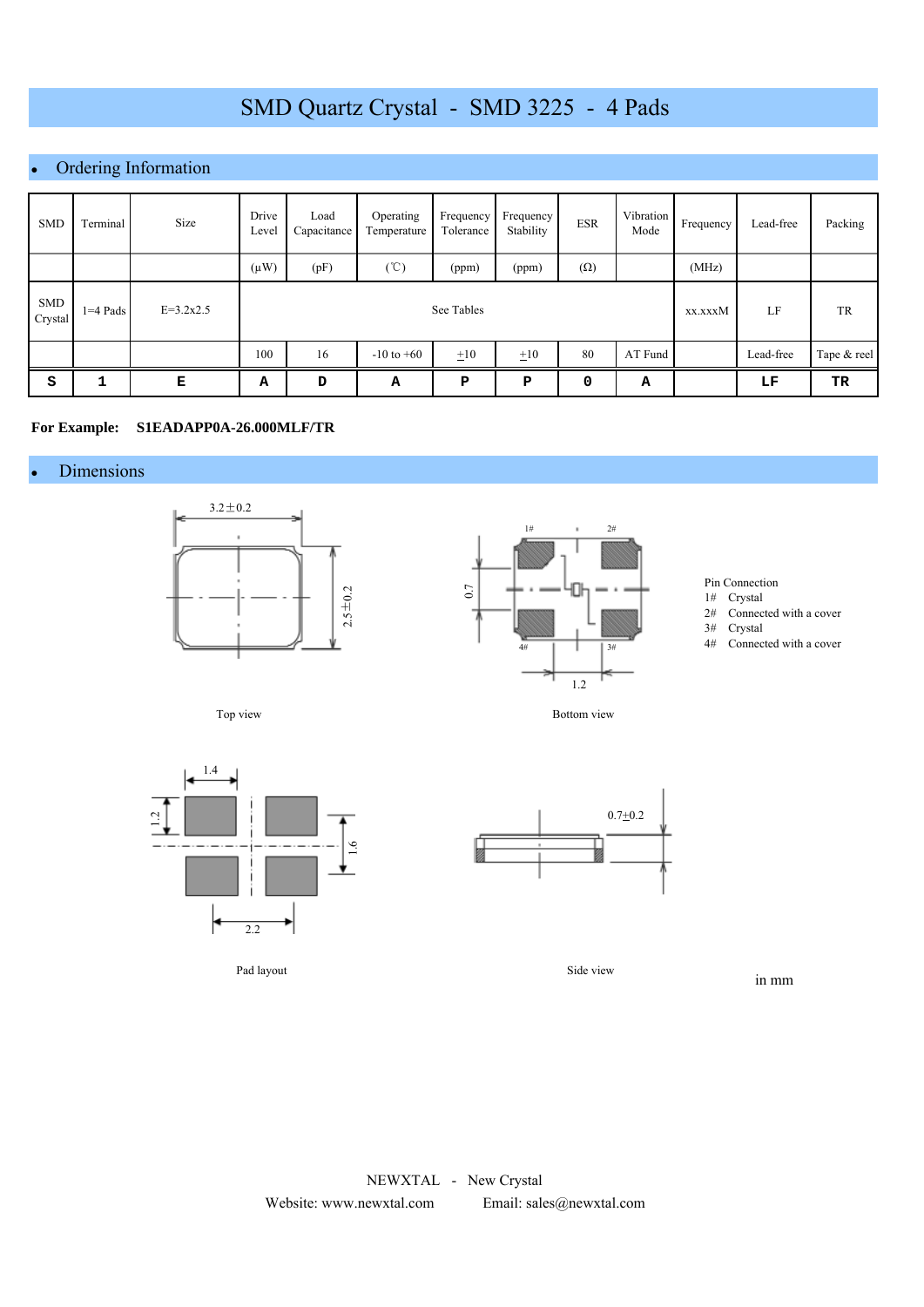# SMD Quartz Crystal - SMD 3225 - 4 Pads

## Ordering Information

| SMD | Terminal | Size | Drive Level | Load Capacitance | Operating Temperature | Frequency Tolerance | Frequency Stability | ESR | Vibration Mode | Frequency | Lead-free | Packing |
|---|---|---|---|---|---|---|---|---|---|---|---|---|
| | | | (μW) | (pF) | (℃) | (ppm) | (ppm) | (Ω) | | (MHz) | | |
| SMD Crystal | 1=4 Pads | E=3.2x2.5 | See Tables | | | | | | | xx.xxxM | LF | TR |
| | | | 100 | 16 | -10 to +60 | ±10 | ±10 | 80 | AT Fund | | Lead-free | Tape & reel |
| S | 1 | E | A | D | A | P | P | 0 | A | | LF | TR |

**For Example: S1EADAPP0A-26.000MLF/TR**

## Dimensions

3.2±0.2

2.5±0.2

Top view

1# 2#

0.7

4# 3#

1.2

Bottom view

Pin Connection
1# Crystal
2# Connected with a cover
3# Crystal
4# Connected with a cover

1.4

1.2

1.6

2.2

Pad layout

0.7±0.2

Side view

in mm

NEWXTAL - New Crystal
Website: www.newxtal.com Email: sales@newxtal.com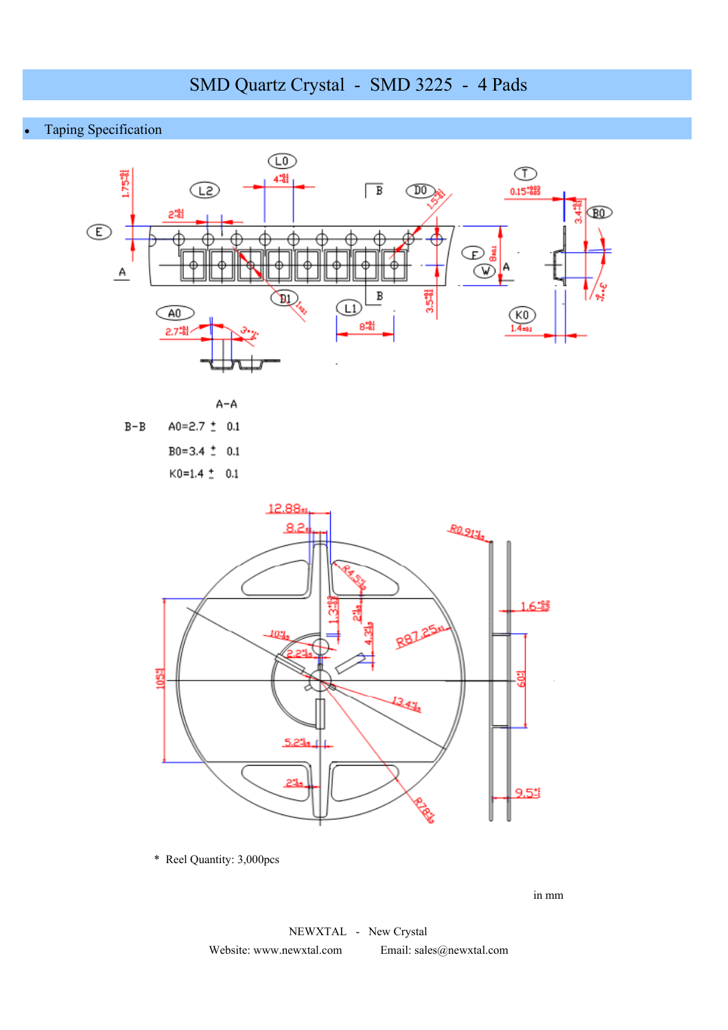# SMD Quartz Crystal - SMD 3225 - 4 Pads

- Taping Specification

A-A

B-B A0=2.7 ± 0.1

B0=3.4 ± 0.1

K0=1.4 ± 0.1

\* Reel Quantity: 3,000pcs

in mm

NEWXTAL - New Crystal

Website: www.newxtal.com Email: sales@newxtal.com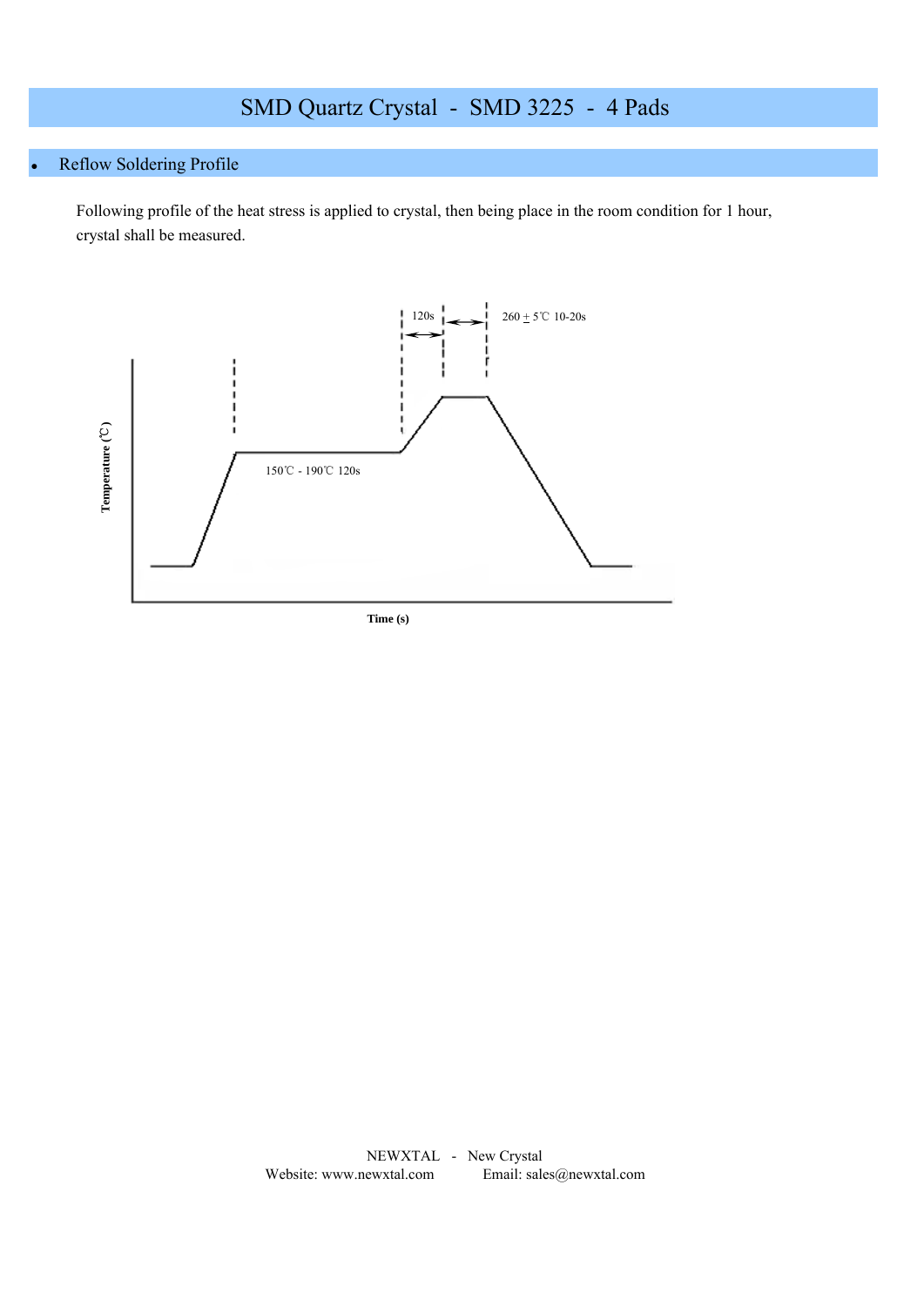# SMD Quartz Crystal - SMD 3225 - 4 Pads

## Reflow Soldering Profile

Following profile of the heat stress is applied to crystal, then being place in the room condition for 1 hour, crystal shall be measured.

120s

260 ± 5℃ 10-20s

150℃ - 190℃ 120s

Temperature (℃)

Time (s)